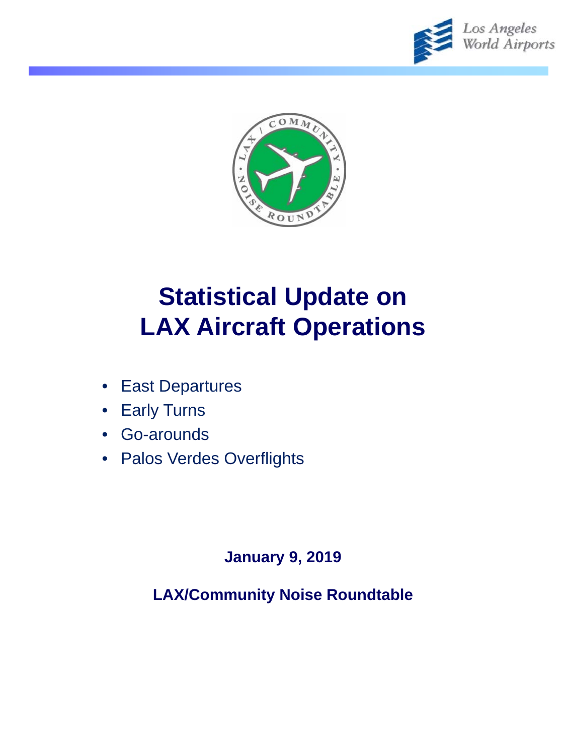# Statistical Update on LAX Aircraft Operations

- East Departures
- Early Turns
- Go-arounds
- Palos Verdes Overflights

**January 9, 2019**

**LAX/Community Noise Roundtable**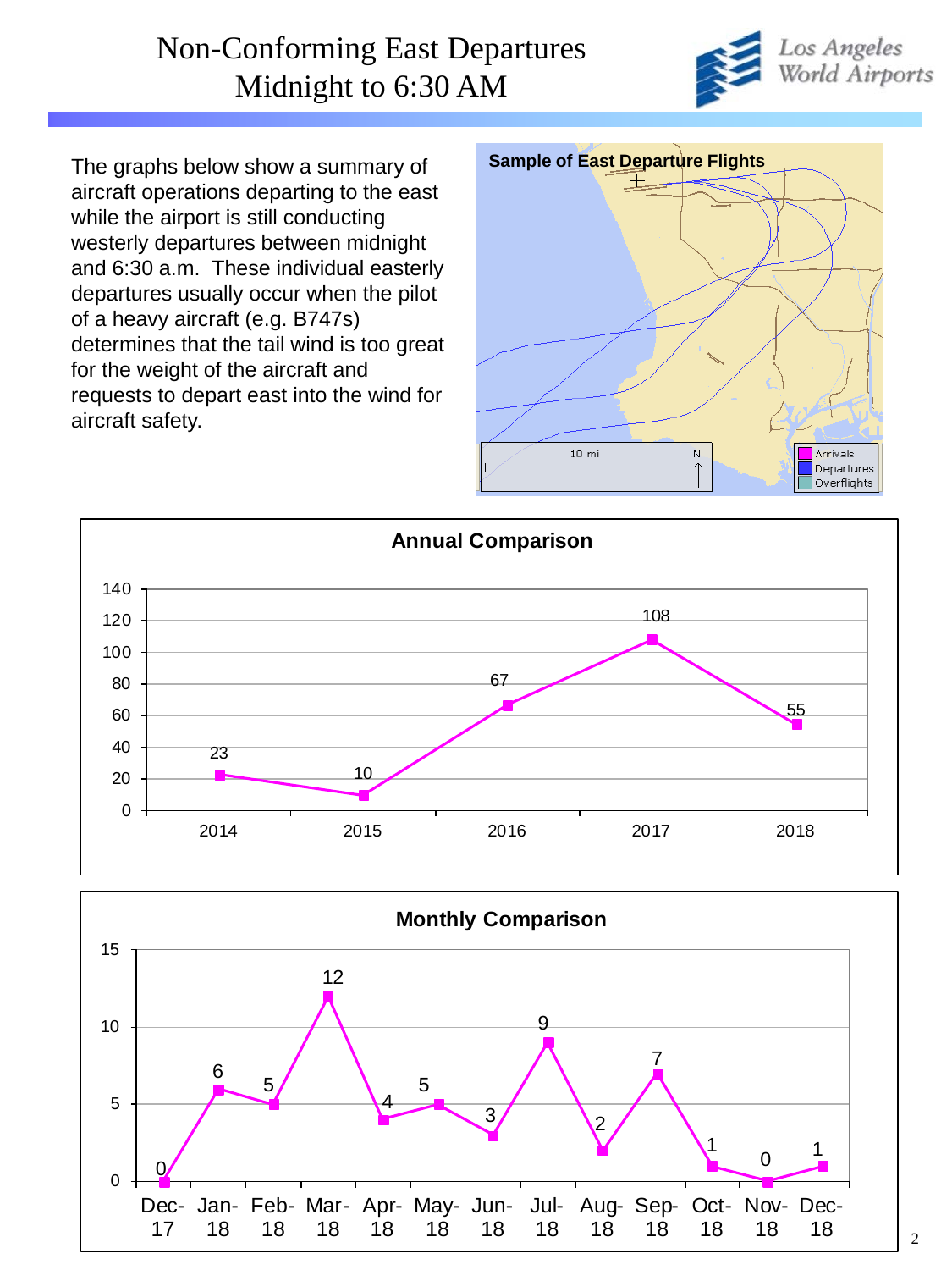# Non-Conforming East Departures
## Midnight to 6:30 AM

Los Angeles World Airports

The graphs below show a summary of aircraft operations departing to the east while the airport is still conducting westerly departures between midnight and 6:30 a.m. These individual easterly departures usually occur when the pilot of a heavy aircraft (e.g. B747s) determines that the tail wind is too great for the weight of the aircraft and requests to depart east into the wind for aircraft safety.

**Sample of East Departure Flights**

Legend: Arrivals, Departures, Overflights. Scale: 10 mi, N

### Annual Comparison

| Year | Count |
|---|---|
| 2014 | 23 |
| 2015 | 10 |
| 2016 | 67 |
| 2017 | 108 |
| 2018 | 55 |

### Monthly Comparison

| Month | Count |
|---|---|
| Dec-17 | 0 |
| Jan-18 | 6 |
| Feb-18 | 5 |
| Mar-18 | 12 |
| Apr-18 | 4 |
| May-18 | 5 |
| Jun-18 | 3 |
| Jul-18 | 9 |
| Aug-18 | 2 |
| Sep-18 | 7 |
| Oct-18 | 1 |
| Nov-18 | 0 |
| Dec-18 | 1 |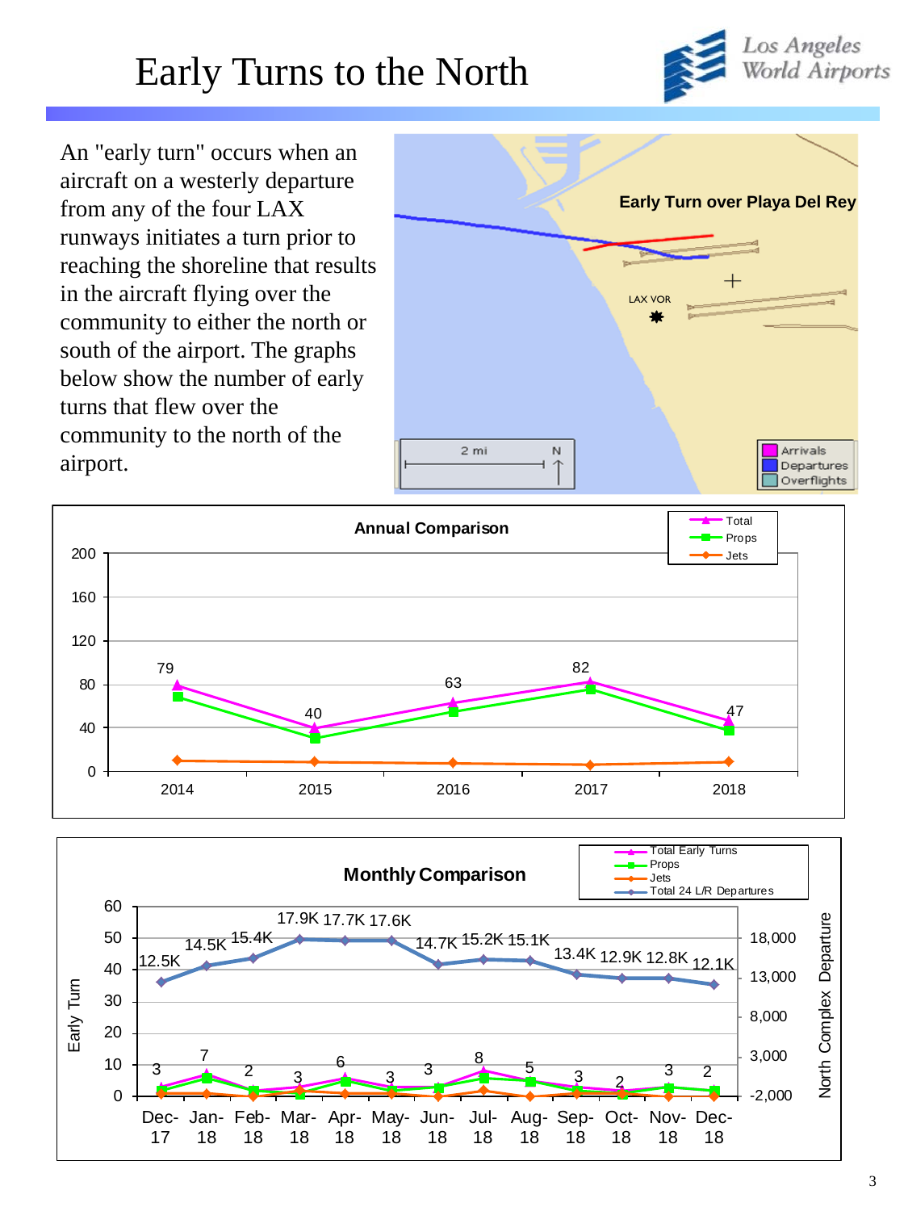# Early Turns to the North

An "early turn" occurs when an aircraft on a westerly departure from any of the four LAX runways initiates a turn prior to reaching the shoreline that results in the aircraft flying over the community to either the north or south of the airport. The graphs below show the number of early turns that flew over the community to the north of the airport.

**Early Turn over Playa Del Rey**

**Annual Comparison**

| Year | Total |
|---|---|
| 2014 | 79 |
| 2015 | 40 |
| 2016 | 63 |
| 2017 | 82 |
| 2018 | 47 |

**Monthly Comparison**

| Month | Total Early Turns | Total 24 L/R Departures |
|---|---|---|
| Dec-17 | 3 | 12.5K |
| Jan-18 | 7 | 14.5K |
| Feb-18 | 2 | 15.4K |
| Mar-18 | 3 | 17.9K |
| Apr-18 | 6 | 17.7K |
| May-18 | 3 | 17.6K |
| Jun-18 | 3 | 14.7K |
| Jul-18 | 8 | 15.2K |
| Aug-18 | 5 | 15.1K |
| Sep-18 | 3 | 13.4K |
| Oct-18 | 2 | 12.9K |
| Nov-18 | 3 | 12.8K |
| Dec-18 | 2 | 12.1K |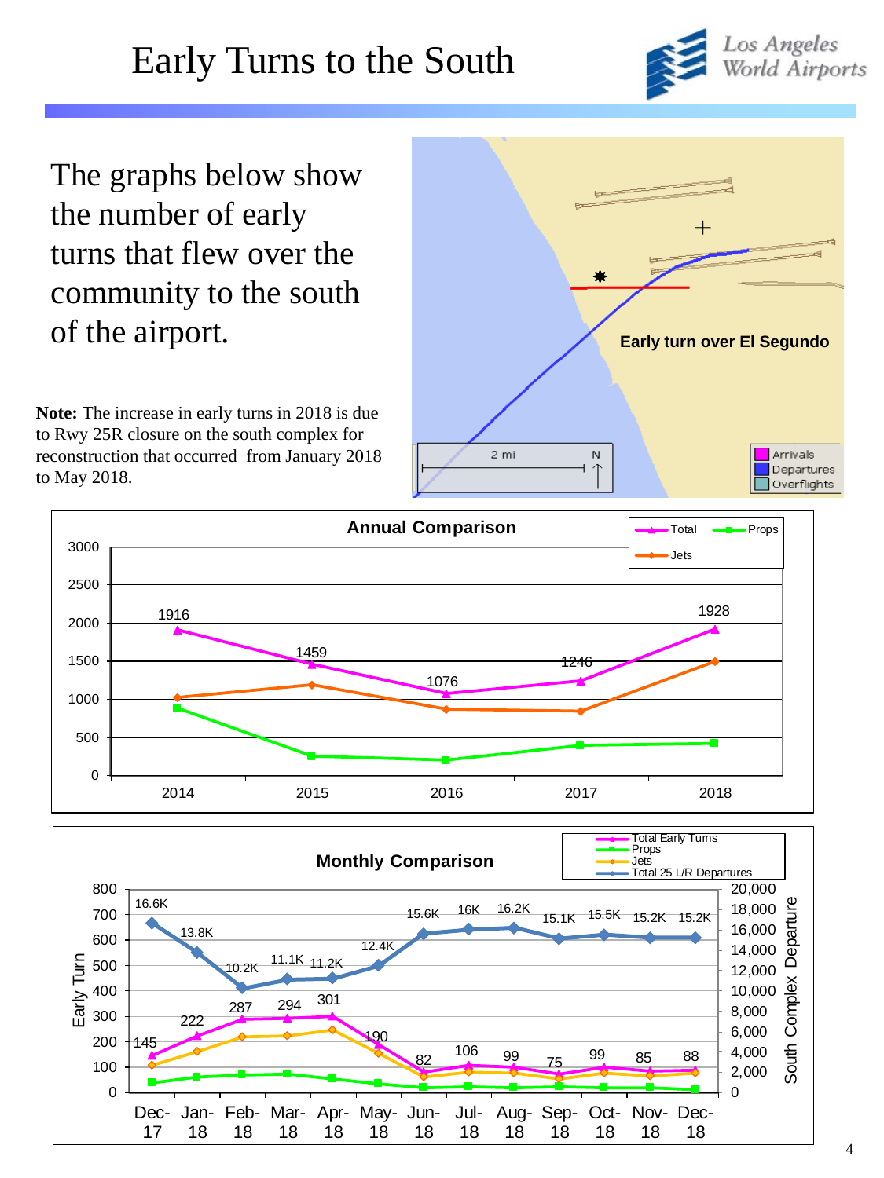# Early Turns to the South

The graphs below show the number of early turns that flew over the community to the south of the airport.

**Note:** The increase in early turns in 2018 is due to Rwy 25R closure on the south complex for reconstruction that occurred from January 2018 to May 2018.

Early turn over El Segundo

**Annual Comparison**

| Year | Total |
|---|---|
| 2014 | 1916 |
| 2015 | 1459 |
| 2016 | 1076 |
| 2017 | 1246 |
| 2018 | 1928 |

**Monthly Comparison**

| Month | Total Early Turns | Total 25 L/R Departures |
|---|---|---|
| Dec-17 | 145 | 16.6K |
| Jan-18 | 222 | 13.8K |
| Feb-18 | 287 | 10.2K |
| Mar-18 | 294 | 11.1K |
| Apr-18 | 301 | 11.2K |
| May-18 | 190 | 12.4K |
| Jun-18 | 82 | 15.6K |
| Jul-18 | 106 | 16K |
| Aug-18 | 99 | 16.2K |
| Sep-18 | 75 | 15.1K |
| Oct-18 | 99 | 15.5K |
| Nov-18 | 85 | 15.2K |
| Dec-18 | 88 | 15.2K |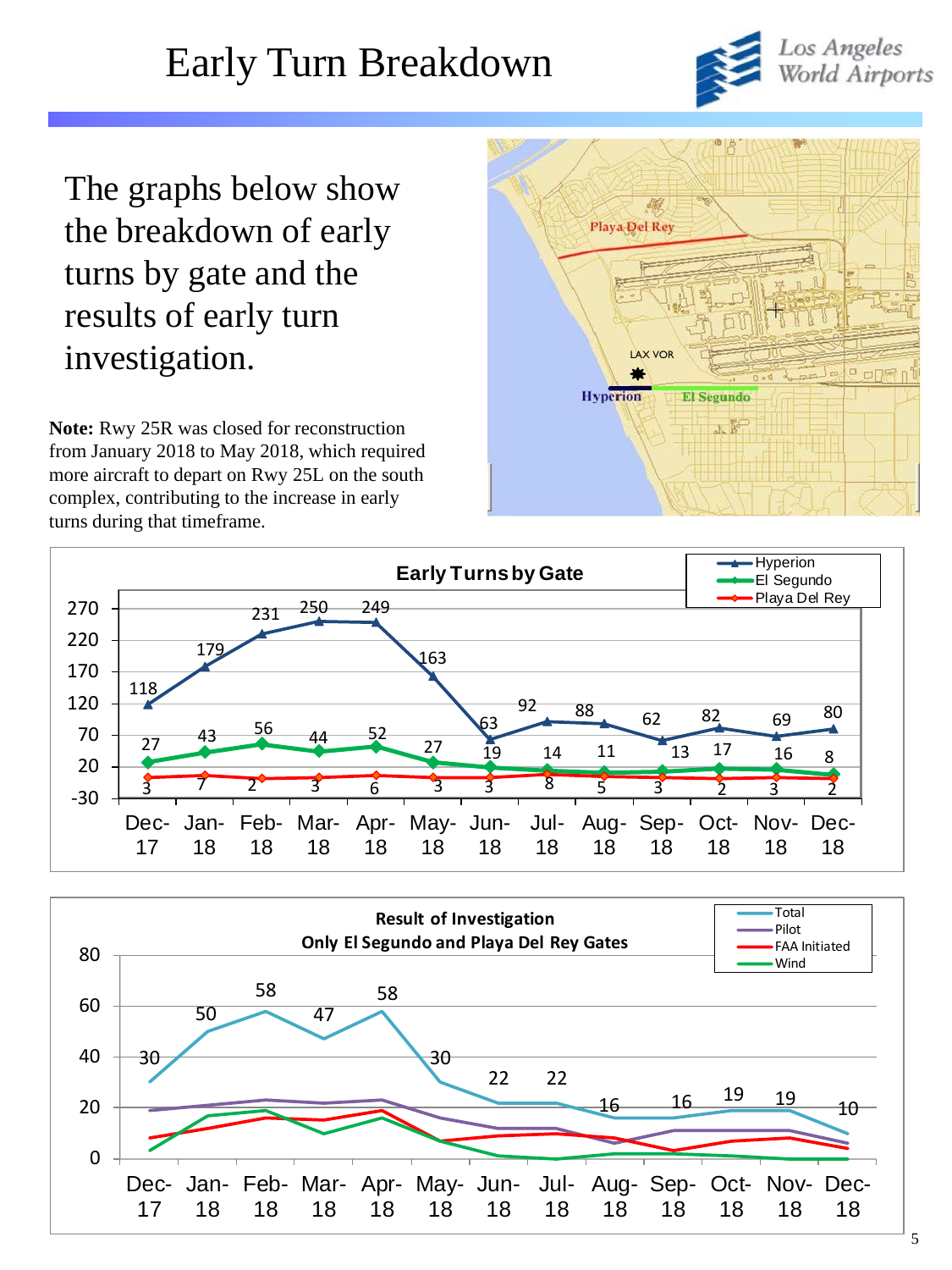# Early Turn Breakdown

The graphs below show the breakdown of early turns by gate and the results of early turn investigation.

**Note:** Rwy 25R was closed for reconstruction from January 2018 to May 2018, which required more aircraft to depart on Rwy 25L on the south complex, contributing to the increase in early turns during that timeframe.

**Early Turns by Gate**

| Gate | Dec-17 | Jan-18 | Feb-18 | Mar-18 | Apr-18 | May-18 | Jun-18 | Jul-18 | Aug-18 | Sep-18 | Oct-18 | Nov-18 | Dec-18 |
|---|---|---|---|---|---|---|---|---|---|---|---|---|---|
| Hyperion | 118 | 179 | 231 | 250 | 249 | 163 | 63 | 92 | 88 | 62 | 82 | 69 | 80 |
| El Segundo | 27 | 43 | 56 | 44 | 52 | 27 | 19 | 14 | 11 | 13 | 17 | 16 | 8 |
| Playa Del Rey | 3 | 7 | 2 | 3 | 6 | 3 | 3 | 8 | 5 | 3 | 2 | 3 | 2 |

**Result of Investigation**
**Only El Segundo and Playa Del Rey Gates**

| | Dec-17 | Jan-18 | Feb-18 | Mar-18 | Apr-18 | May-18 | Jun-18 | Jul-18 | Aug-18 | Sep-18 | Oct-18 | Nov-18 | Dec-18 |
|---|---|---|---|---|---|---|---|---|---|---|---|---|---|
| Total | 30 | 50 | 58 | 47 | 58 | 30 | 22 | 22 | 16 | 16 | 19 | 19 | 10 |

Legend: Total, Pilot, FAA Initiated, Wind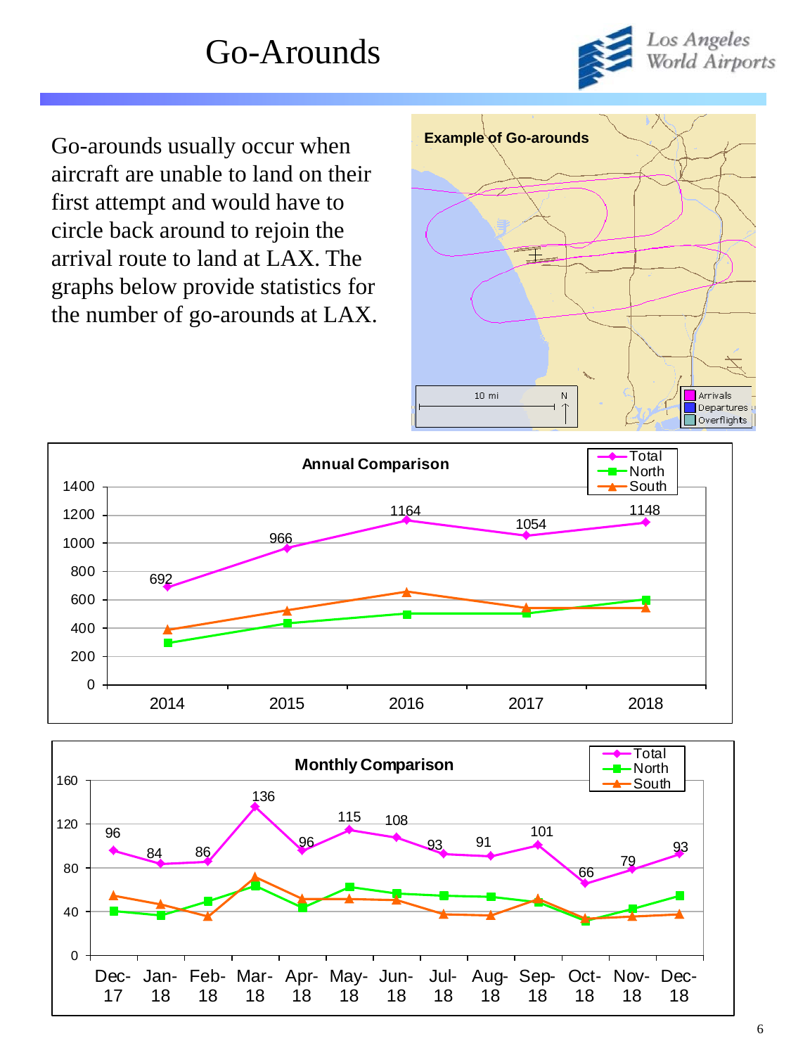# Go-Arounds

Go-arounds usually occur when aircraft are unable to land on their first attempt and would have to circle back around to rejoin the arrival route to land at LAX. The graphs below provide statistics for the number of go-arounds at LAX.

**Example of Go-arounds**

Arrivals
Departures
Overflights

10 mi

N

**Annual Comparison**

| Year | Total |
|---|---|
| 2014 | 692 |
| 2015 | 966 |
| 2016 | 1164 |
| 2017 | 1054 |
| 2018 | 1148 |

**Monthly Comparison**

| Month | Total |
|---|---|
| Dec-17 | 96 |
| Jan-18 | 84 |
| Feb-18 | 86 |
| Mar-18 | 136 |
| Apr-18 | 96 |
| May-18 | 115 |
| Jun-18 | 108 |
| Jul-18 | 93 |
| Aug-18 | 91 |
| Sep-18 | 101 |
| Oct-18 | 66 |
| Nov-18 | 79 |
| Dec-18 | 93 |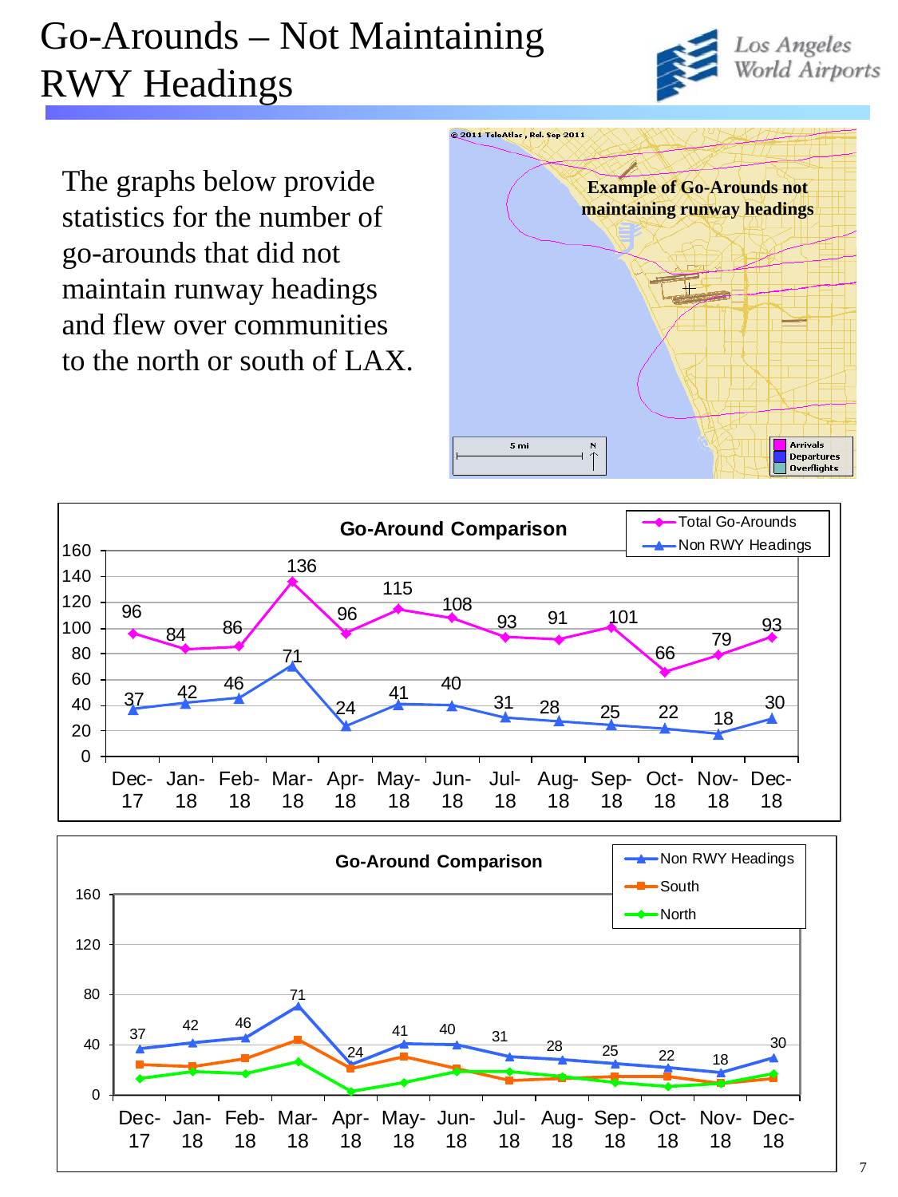# Go-Arounds – Not Maintaining RWY Headings

The graphs below provide statistics for the number of go-arounds that did not maintain runway headings and flew over communities to the north or south of LAX.

**Example of Go-Arounds not maintaining runway headings**

**Go-Around Comparison**

| Month | Total Go-Arounds | Non RWY Headings |
|---|---|---|
| Dec-17 | 96 | 37 |
| Jan-18 | 84 | 42 |
| Feb-18 | 86 | 46 |
| Mar-18 | 136 | 71 |
| Apr-18 | 96 | 24 |
| May-18 | 115 | 41 |
| Jun-18 | 108 | 40 |
| Jul-18 | 93 | 31 |
| Aug-18 | 91 | 28 |
| Sep-18 | 101 | 25 |
| Oct-18 | 66 | 22 |
| Nov-18 | 79 | 18 |
| Dec-18 | 93 | 30 |

**Go-Around Comparison**

| Month | Non RWY Headings |
|---|---|
| Dec-17 | 37 |
| Jan-18 | 42 |
| Feb-18 | 46 |
| Mar-18 | 71 |
| Apr-18 | 24 |
| May-18 | 41 |
| Jun-18 | 40 |
| Jul-18 | 31 |
| Aug-18 | 28 |
| Sep-18 | 25 |
| Oct-18 | 22 |
| Nov-18 | 18 |
| Dec-18 | 30 |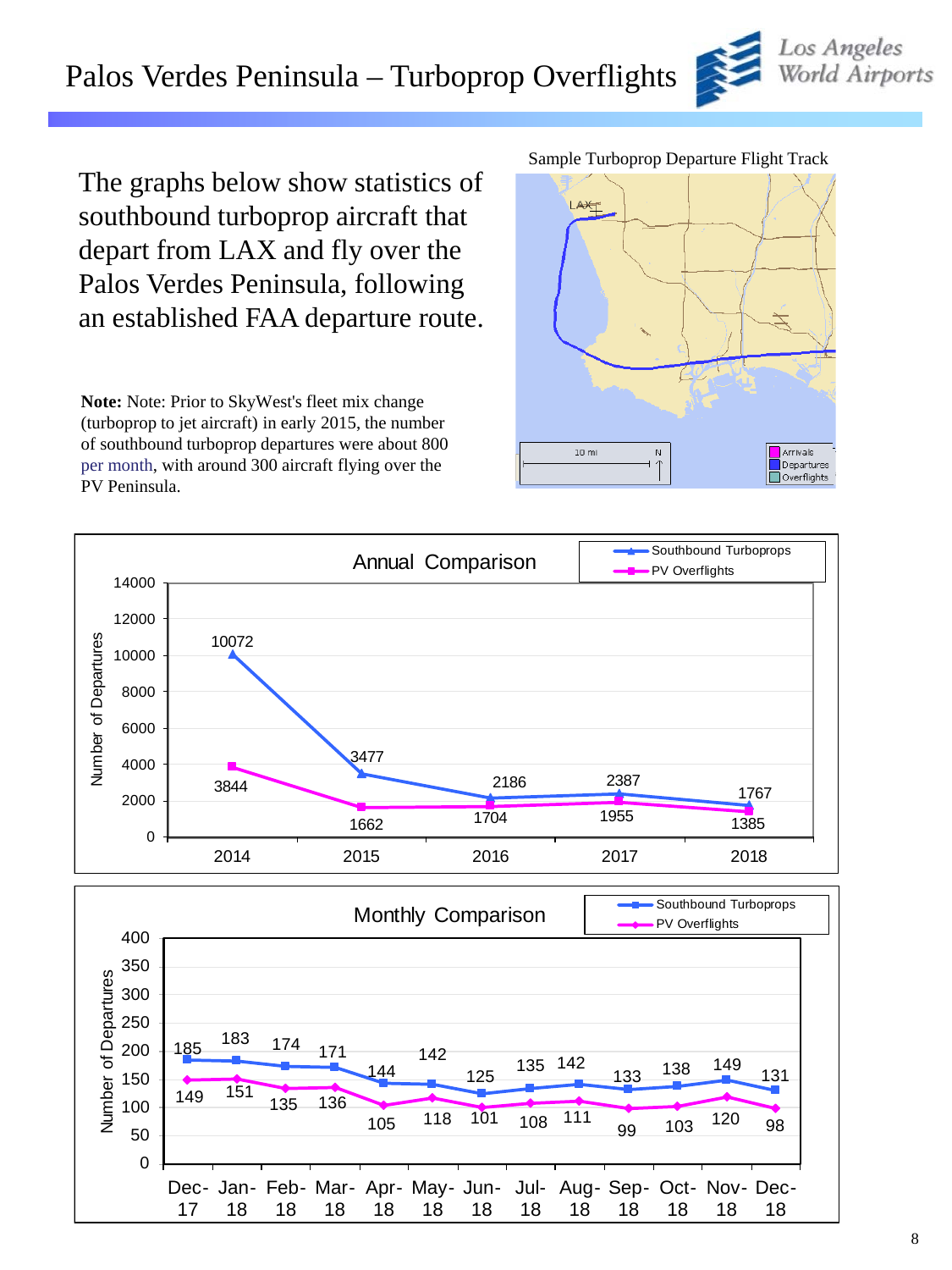# Palos Verdes Peninsula – Turboprop Overflights

The graphs below show statistics of southbound turboprop aircraft that depart from LAX and fly over the Palos Verdes Peninsula, following an established FAA departure route.

**Note:** Note: Prior to SkyWest's fleet mix change (turboprop to jet aircraft) in early 2015, the number of southbound turboprop departures were about 800 per month, with around 300 aircraft flying over the PV Peninsula.

Sample Turboprop Departure Flight Track

**Annual Comparison**

| Year | Southbound Turboprops | PV Overflights |
|---|---|---|
| 2014 | 10072 | 3844 |
| 2015 | 3477 | 1662 |
| 2016 | 2186 | 1704 |
| 2017 | 2387 | 1955 |
| 2018 | 1767 | 1385 |

**Monthly Comparison**

| Month | Southbound Turboprops | PV Overflights |
|---|---|---|
| Dec-17 | 185 | 149 |
| Jan-18 | 183 | 151 |
| Feb-18 | 174 | 135 |
| Mar-18 | 171 | 136 |
| Apr-18 | 144 | 105 |
| May-18 | 142 | 118 |
| Jun-18 | 125 | 101 |
| Jul-18 | 135 | 108 |
| Aug-18 | 142 | 111 |
| Sep-18 | 133 | 99 |
| Oct-18 | 138 | 103 |
| Nov-18 | 149 | 120 |
| Dec-18 | 131 | 98 |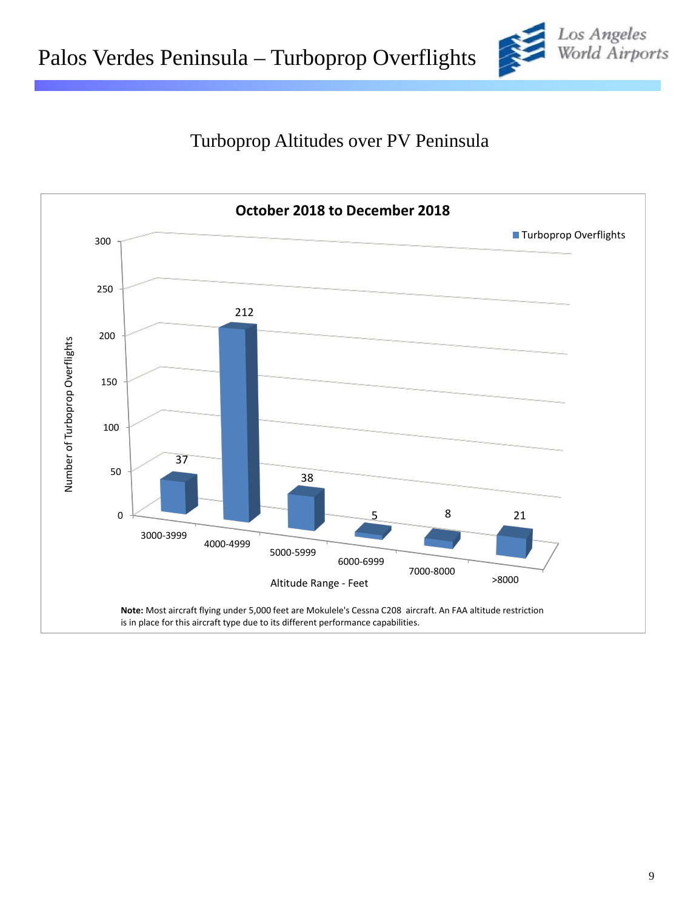# Palos Verdes Peninsula – Turboprop Overflights

## Turboprop Altitudes over PV Peninsula

**October 2018 to December 2018**

| Altitude Range - Feet | Turboprop Overflights |
|---|---|
| 3000-3999 | 37 |
| 4000-4999 | 212 |
| 5000-5999 | 38 |
| 6000-6999 | 5 |
| 7000-8000 | 8 |
| >8000 | 21 |

**Note:** Most aircraft flying under 5,000 feet are Mokulele's Cessna C208 aircraft. An FAA altitude restriction is in place for this aircraft type due to its different performance capabilities.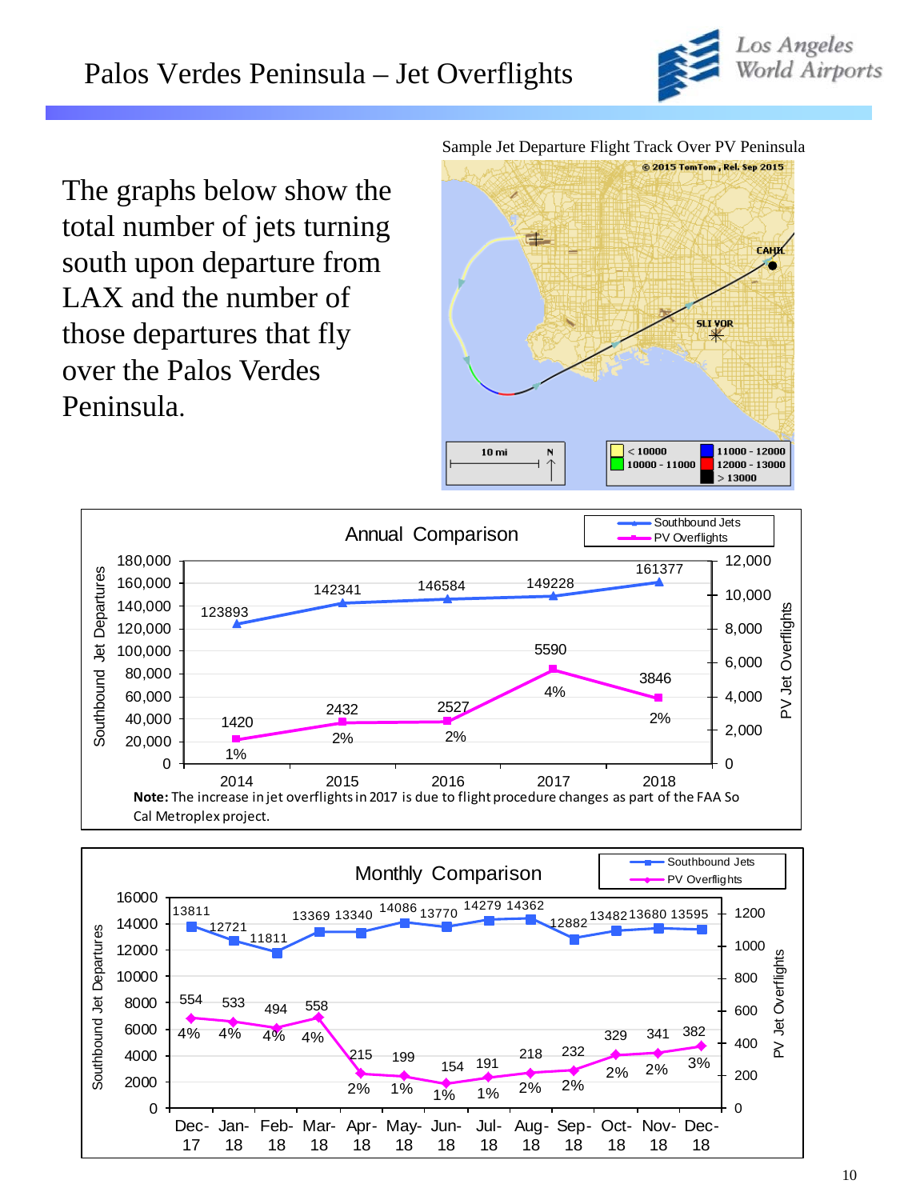# Palos Verdes Peninsula – Jet Overflights

The graphs below show the total number of jets turning south upon departure from LAX and the number of those departures that fly over the Palos Verdes Peninsula.

Sample Jet Departure Flight Track Over PV Peninsula

## Annual Comparison

| Year | Southbound Jets | PV Overflights | % |
|---|---|---|---|
| 2014 | 123893 | 1420 | 1% |
| 2015 | 142341 | 2432 | 2% |
| 2016 | 146584 | 2527 | 2% |
| 2017 | 149228 | 5590 | 4% |
| 2018 | 161377 | 3846 | 2% |

**Note:** The increase in jet overflights in 2017 is due to flight procedure changes as part of the FAA So Cal Metroplex project.

## Monthly Comparison

| Month | Southbound Jets | PV Overflights | % |
|---|---|---|---|
| Dec-17 | 13811 | 554 | 4% |
| Jan-18 | 12721 | 533 | 4% |
| Feb-18 | 11811 | 494 | 4% |
| Mar-18 | 13369 | 558 | 4% |
| Apr-18 | 13340 | 215 | 2% |
| May-18 | 14086 | 199 | 1% |
| Jun-18 | 13770 | 154 | 1% |
| Jul-18 | 14279 | 191 | 1% |
| Aug-18 | 14362 | 218 | 2% |
| Sep-18 | 12882 | 232 | 2% |
| Oct-18 | 13482 | 329 | 2% |
| Nov-18 | 13680 | 341 | 2% |
| Dec-18 | 13595 | 382 | 3% |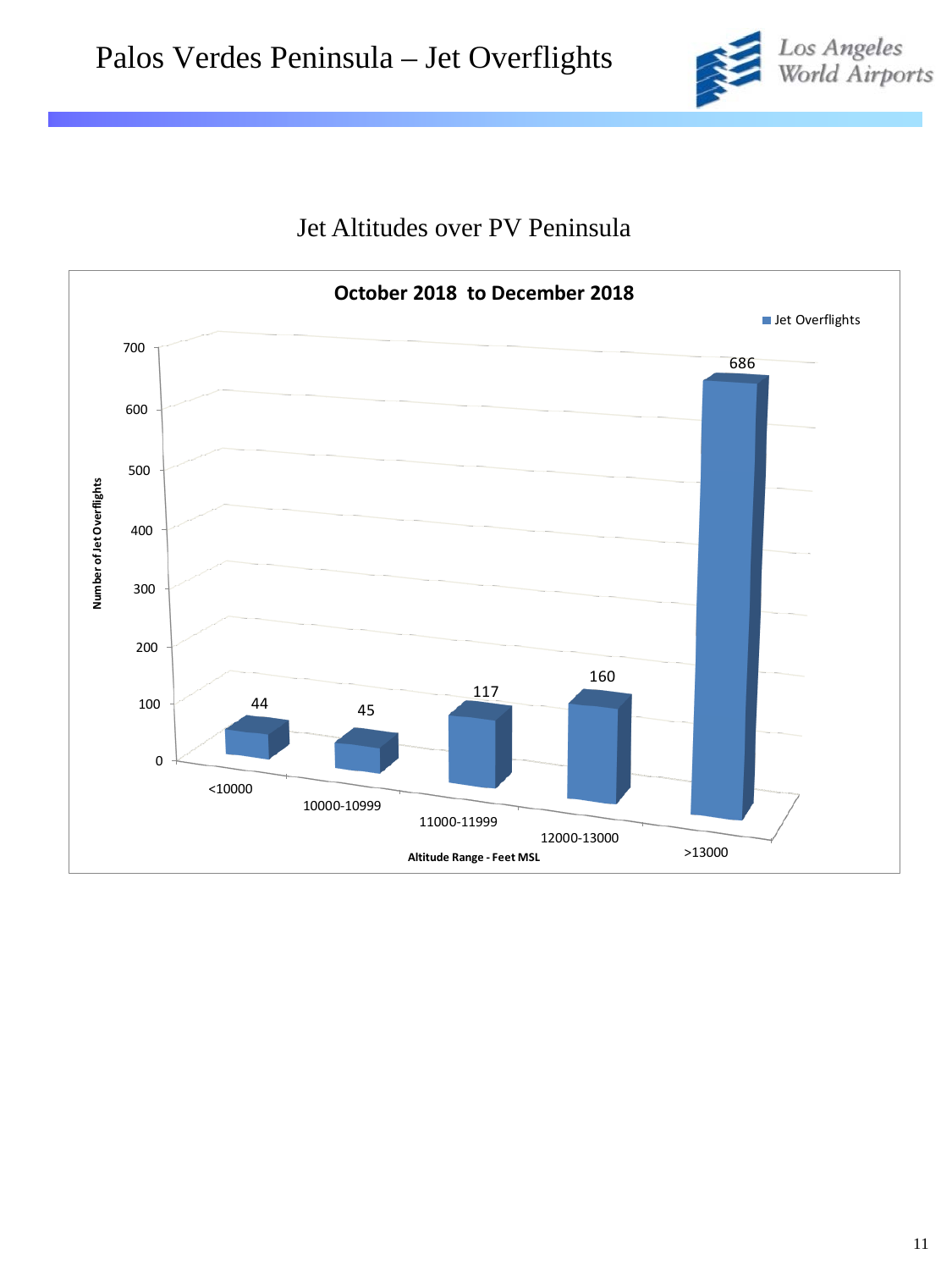# Palos Verdes Peninsula – Jet Overflights

Los Angeles World Airports

## Jet Altitudes over PV Peninsula

October 2018 to December 2018

Jet Overflights

Number of Jet Overflights

700
600
500
400
300
200
100
0

44
45
117
160
686

<10000
10000-10999
11000-11999
12000-13000
>13000

Altitude Range - Feet MSL